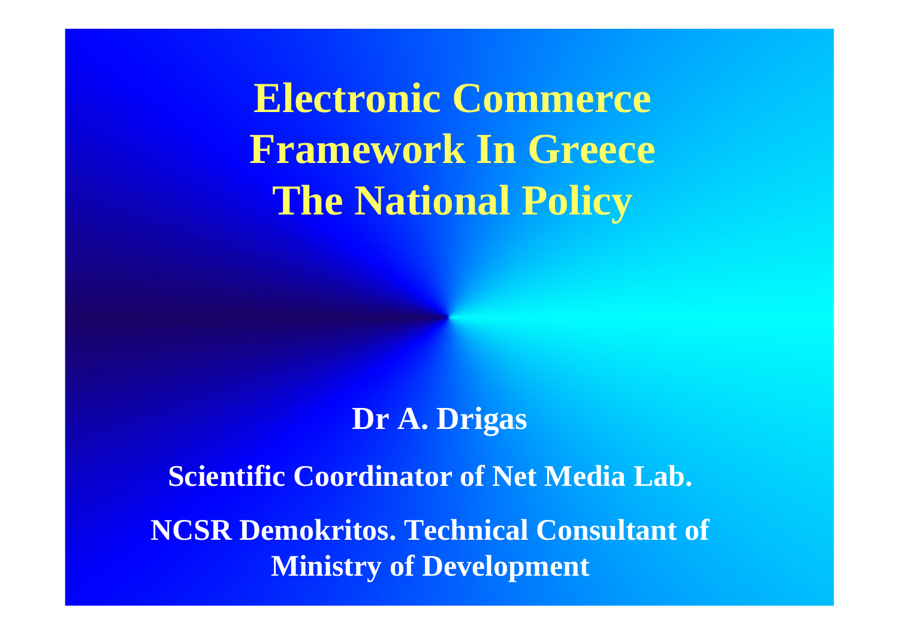# Electronic Commerce Framework In Greece The National Policy

**Dr A. Drigas**

**Scientific Coordinator of Net Media Lab.**

**NCSR Demokritos. Technical Consultant of Ministry of Development**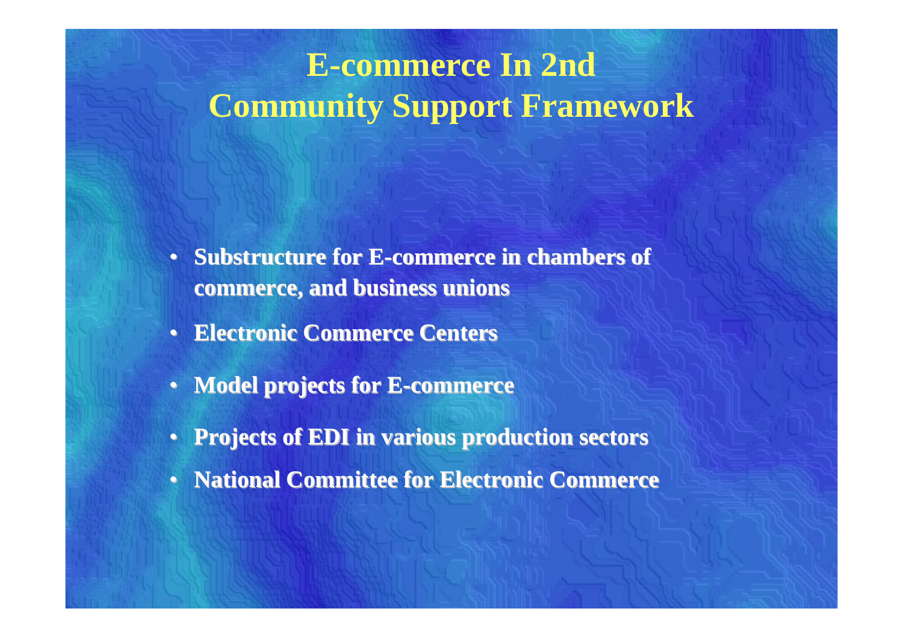# E-commerce In 2nd Community Support Framework

- **Substructure for E-commerce in chambers of commerce, and business unions**
- **Electronic Commerce Centers**
- **Model projects for E-commerce**
- **Projects of EDI in various production sectors**
- **National Committee for Electronic Commerce**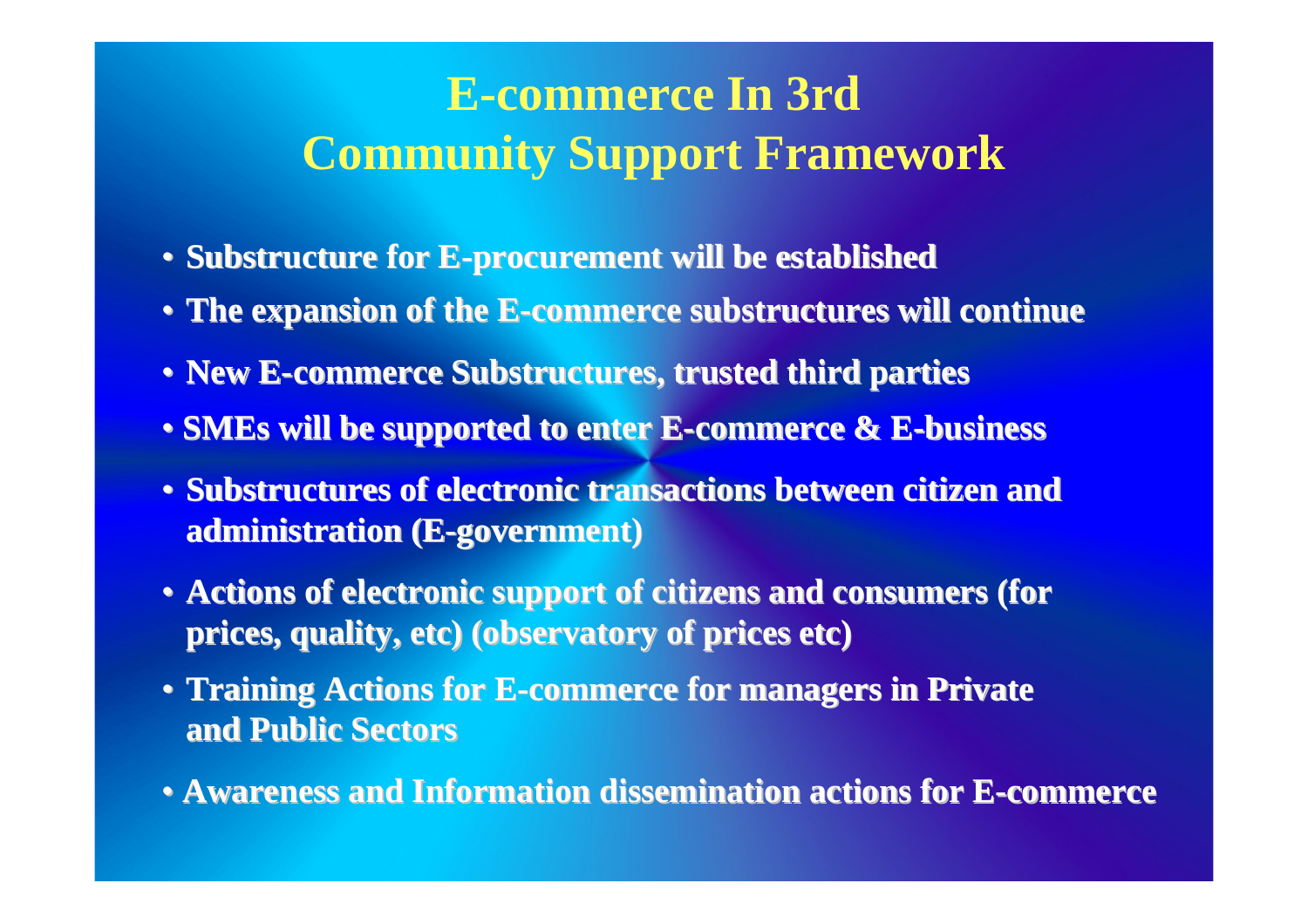# E-commerce In 3rd Community Support Framework

- Substructure for E-procurement will be established
- The expansion of the E-commerce substructures will continue
- New E-commerce Substructures, trusted third parties
- SMEs will be supported to enter E-commerce & E-business
- Substructures of electronic transactions between citizen and administration (E-government)
- Actions of electronic support of citizens and consumers (for prices, quality, etc) (observatory of prices etc)
- Training Actions for E-commerce for managers in Private and Public Sectors
- Awareness and Information dissemination actions for E-commerce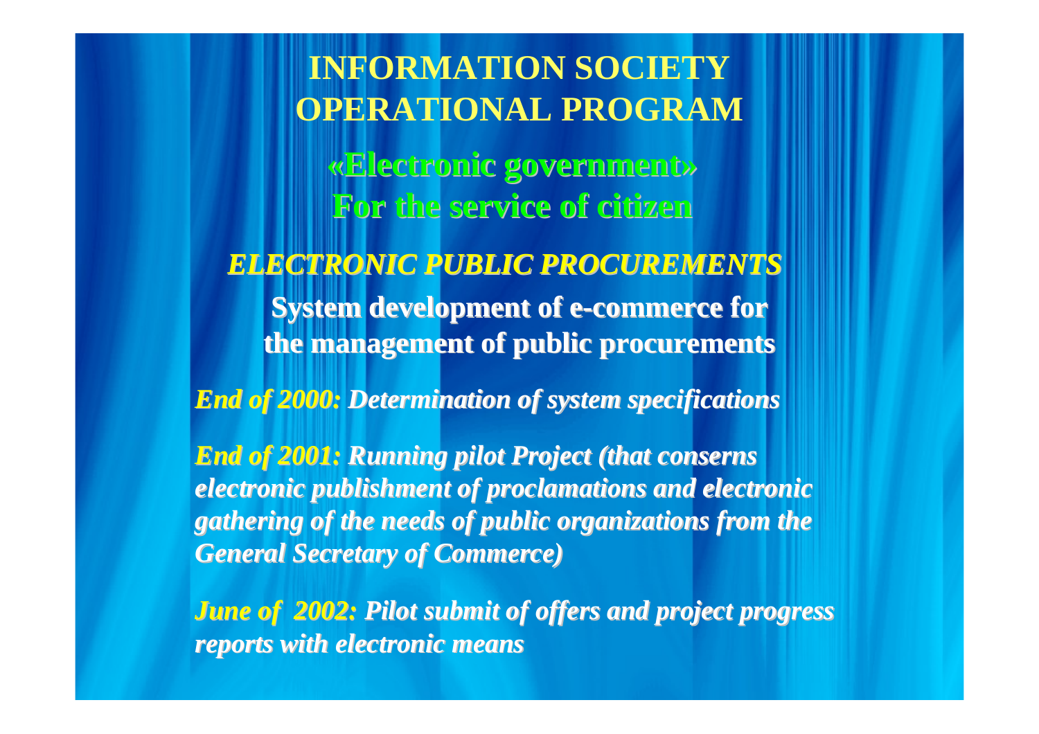# INFORMATION SOCIETY OPERATIONAL PROGRAM

## «Electronic government» For the service of citizen

### *ELECTRONIC PUBLIC PROCUREMENTS*

**System development of e-commerce for the management of public procurements**

***End of 2000:*** *Determination of system specifications*

***End of 2001:*** *Running pilot Project (that conserns electronic publishment of proclamations and electronic gathering of the needs of public organizations from the General Secretary of Commerce)*

***June of 2002:*** *Pilot submit of offers and project progress reports with electronic means*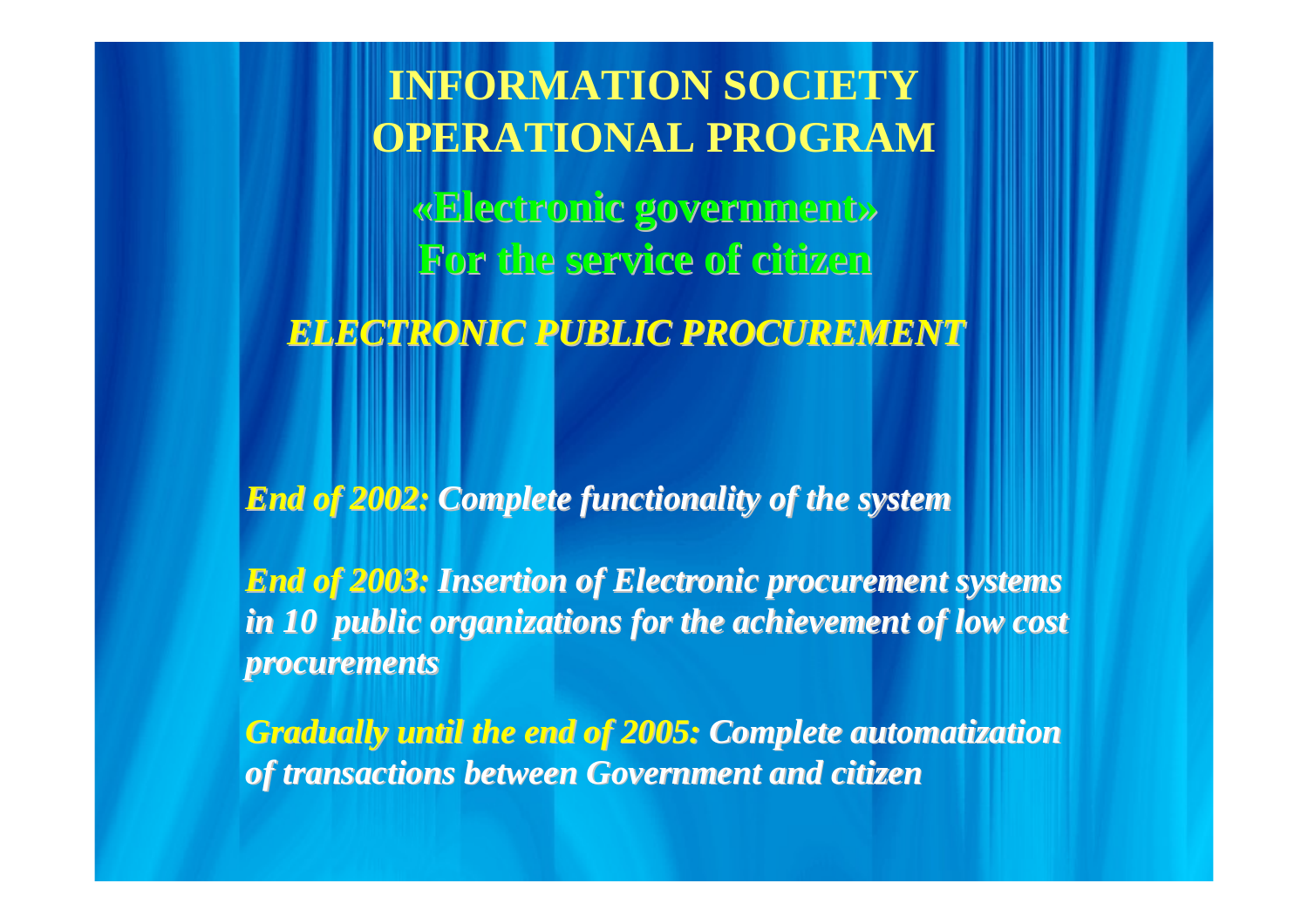# INFORMATION SOCIETY OPERATIONAL PROGRAM

## «Electronic government» For the service of citizen

### *ELECTRONIC PUBLIC PROCUREMENT*

***End of 2002:*** ***Complete functionality of the system***

***End of 2003:*** ***Insertion of Electronic procurement systems in 10 public organizations for the achievement of low cost procurements***

***Gradually until the end of 2005:*** ***Complete automatization of transactions between Government and citizen***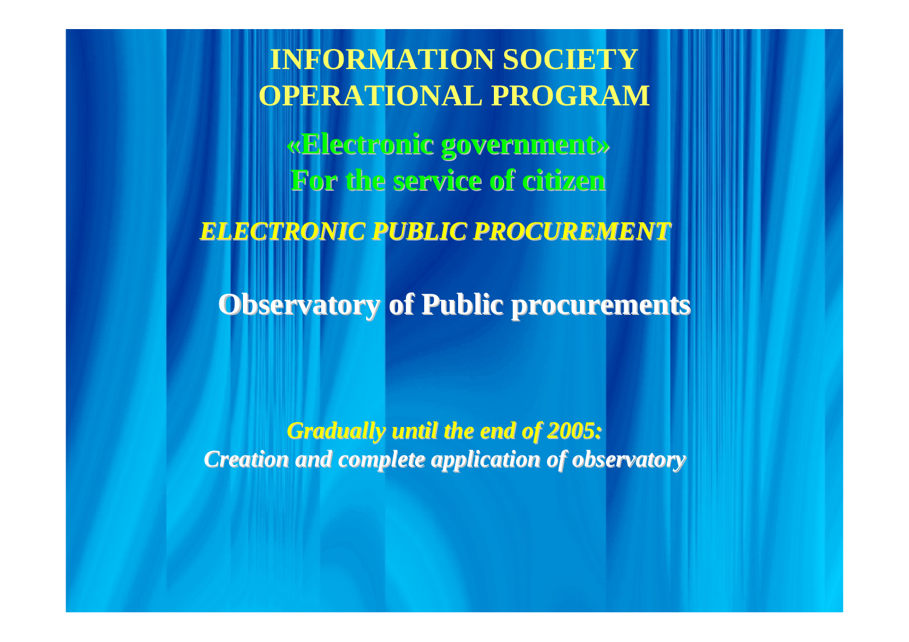# INFORMATION SOCIETY OPERATIONAL PROGRAM

## «Electronic government» For the service of citizen

***ELECTRONIC PUBLIC PROCUREMENT***

## Observatory of Public procurements

***Gradually until the end of 2005:***
***Creation and complete application of observatory***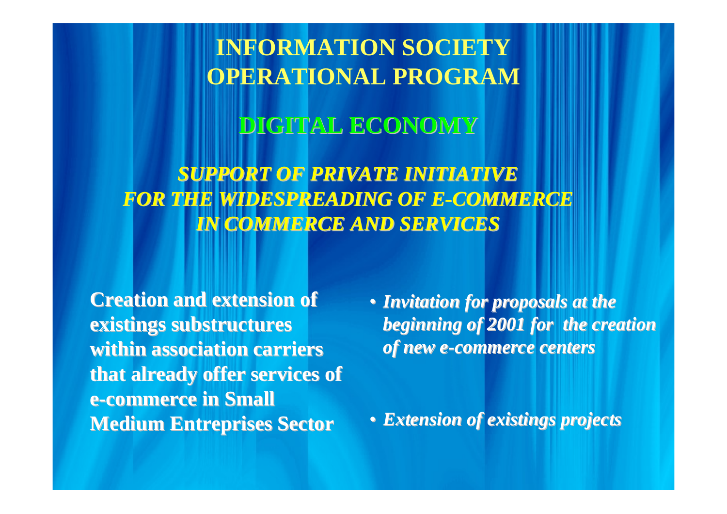# INFORMATION SOCIETY OPERATIONAL PROGRAM

## DIGITAL ECONOMY

### *SUPPORT OF PRIVATE INITIATIVE FOR THE WIDESPREADING OF E-COMMERCE IN COMMERCE AND SERVICES*

**Creation and extension of existings substructures within association carriers that already offer services of e-commerce in Small Medium Entreprises Sector**

- ***Invitation for proposals at the beginning of 2001 for the creation of new e-commerce centers***
- ***Extension of existings projects***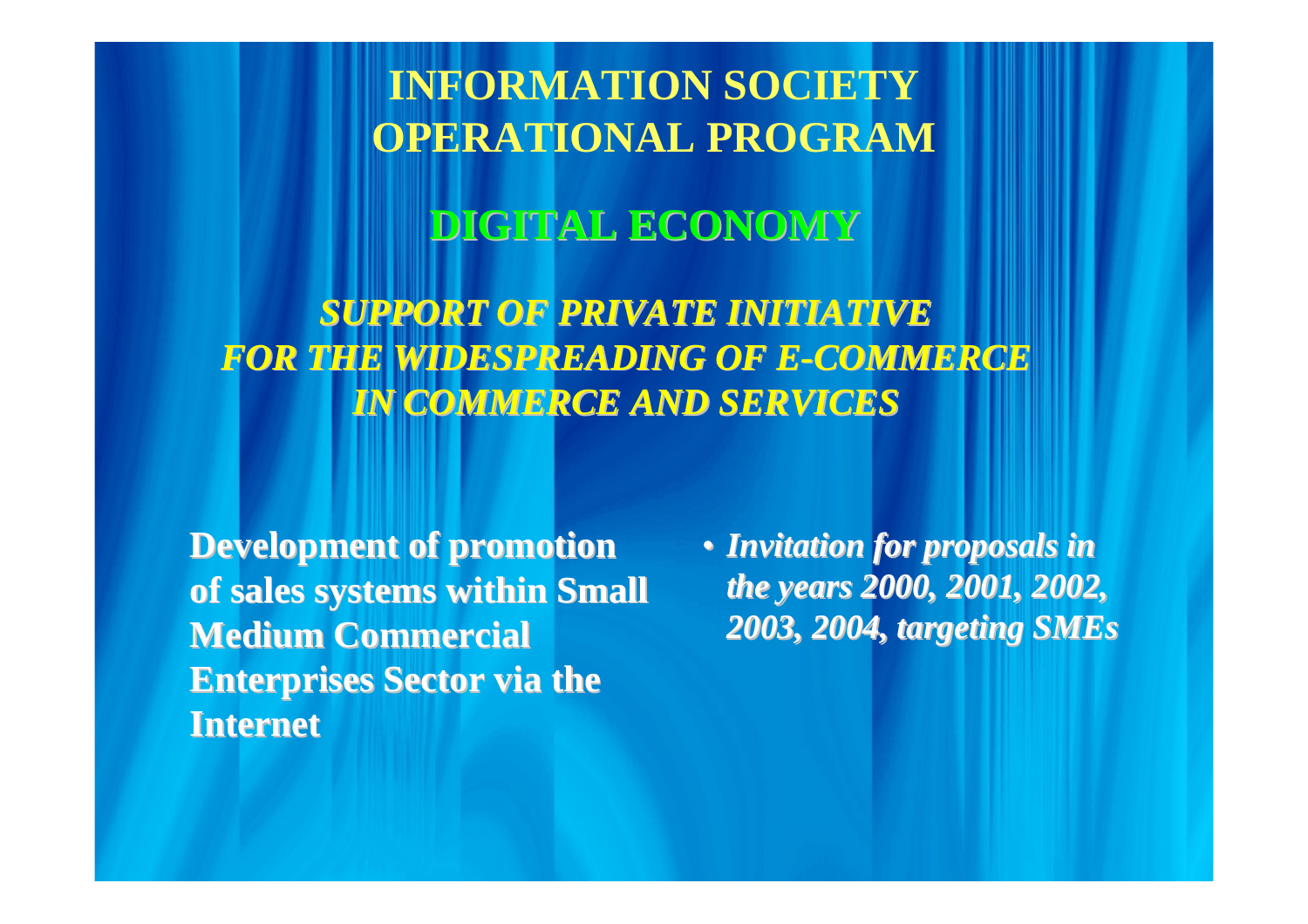# INFORMATION SOCIETY OPERATIONAL PROGRAM

## DIGITAL ECONOMY

***SUPPORT OF PRIVATE INITIATIVE FOR THE WIDESPREADING OF E-COMMERCE IN COMMERCE AND SERVICES***

**Development of promotion of sales systems within Small Medium Commercial Enterprises Sector via the Internet**

- ***Invitation for proposals in the years 2000, 2001, 2002, 2003, 2004, targeting SMEs***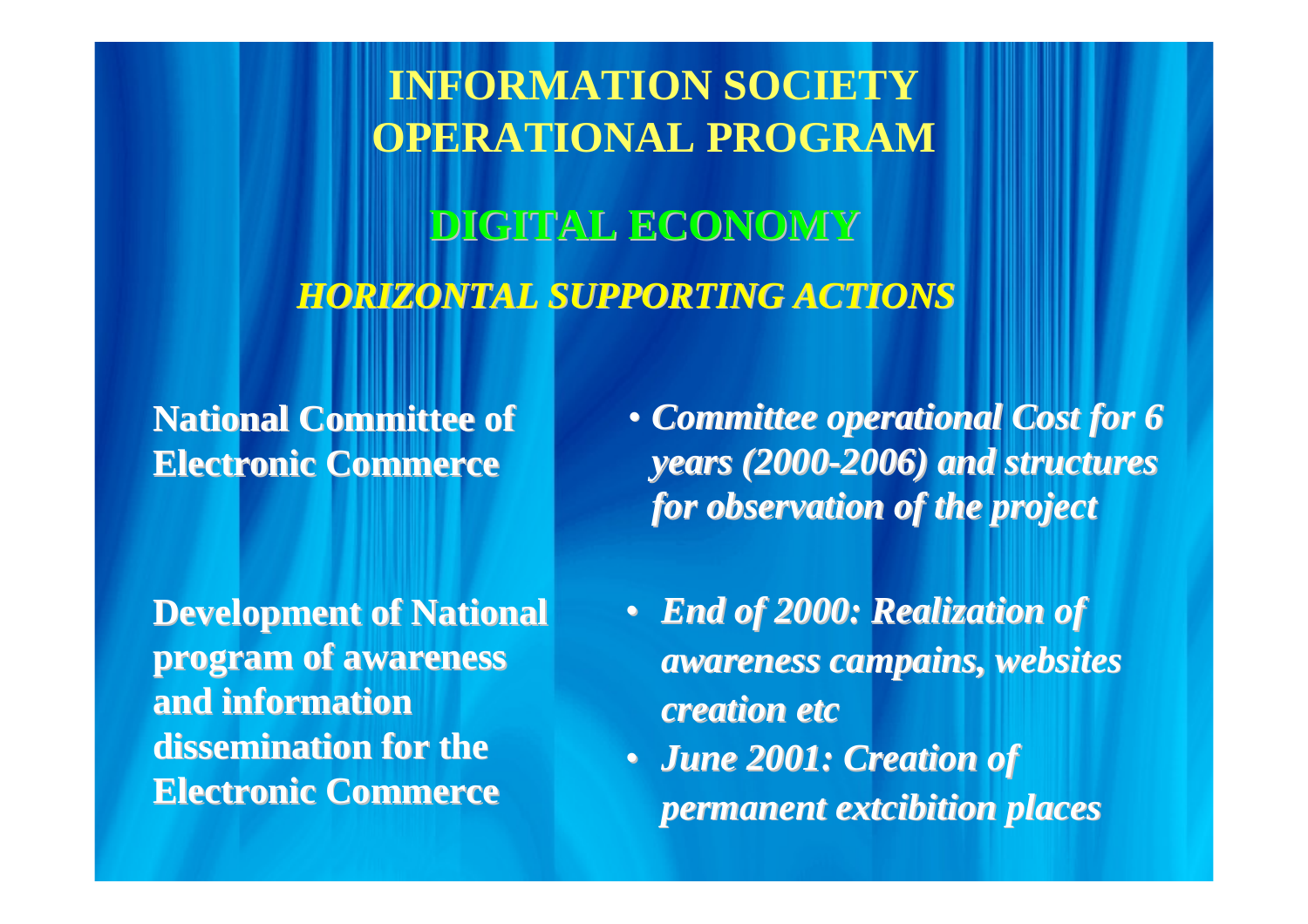# INFORMATION SOCIETY OPERATIONAL PROGRAM

## DIGITAL ECONOMY

### *HORIZONTAL SUPPORTING ACTIONS*

**National Committee of Electronic Commerce**

- ***Committee operational Cost for 6 years (2000-2006) and structures for observation of the project***

**Development of National program of awareness and information dissemination for the Electronic Commerce**

- ***End of 2000: Realization of awareness campains, websites creation etc***
- ***June 2001: Creation of permanent extcibition places***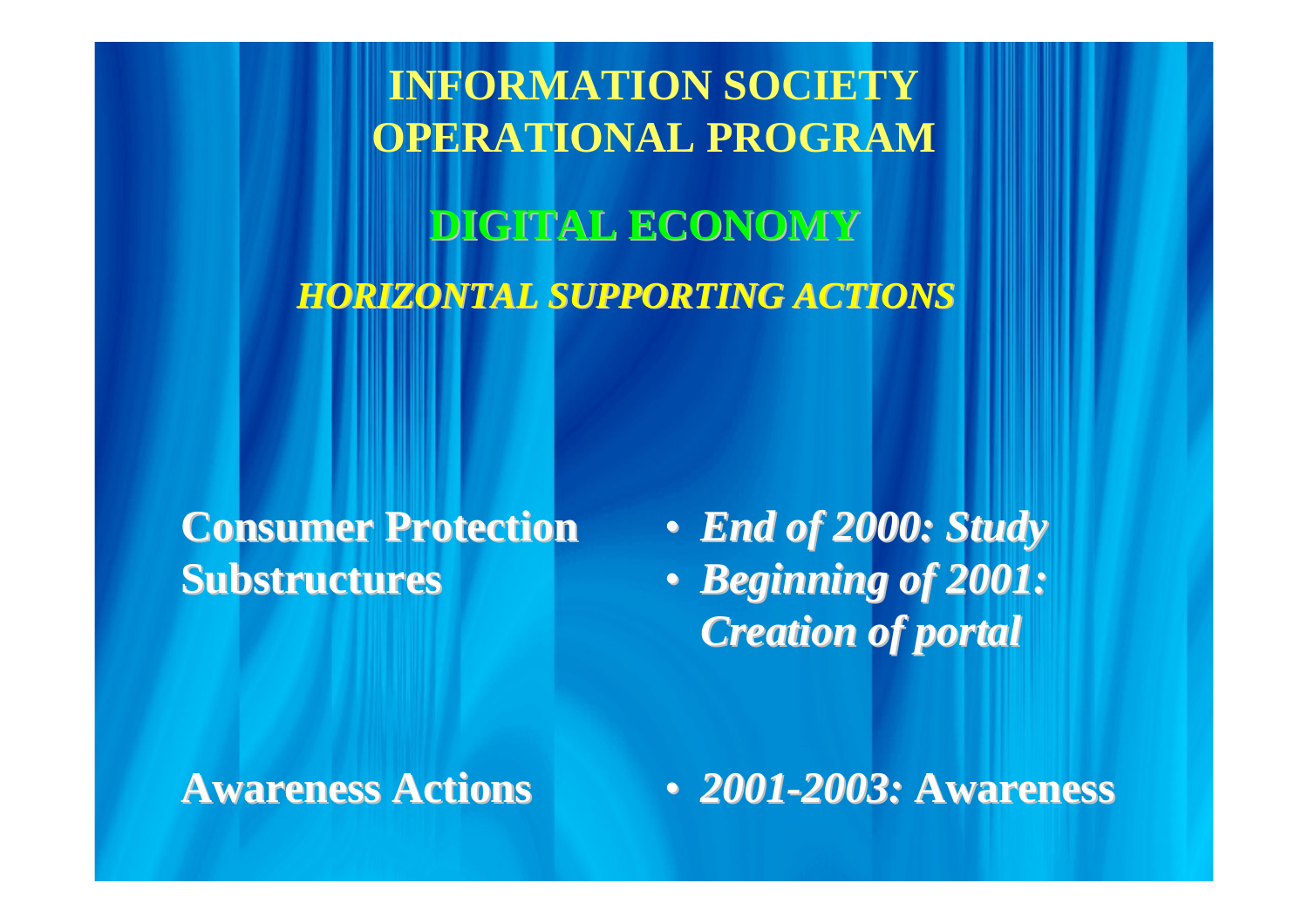# INFORMATION SOCIETY OPERATIONAL PROGRAM

## DIGITAL ECONOMY

### *HORIZONTAL SUPPORTING ACTIONS*

**Consumer Protection Substructures**

- ***End of 2000: Study***
- ***Beginning of 2001: Creation of portal***

**Awareness Actions**

- ***2001-2003:*** **Awareness**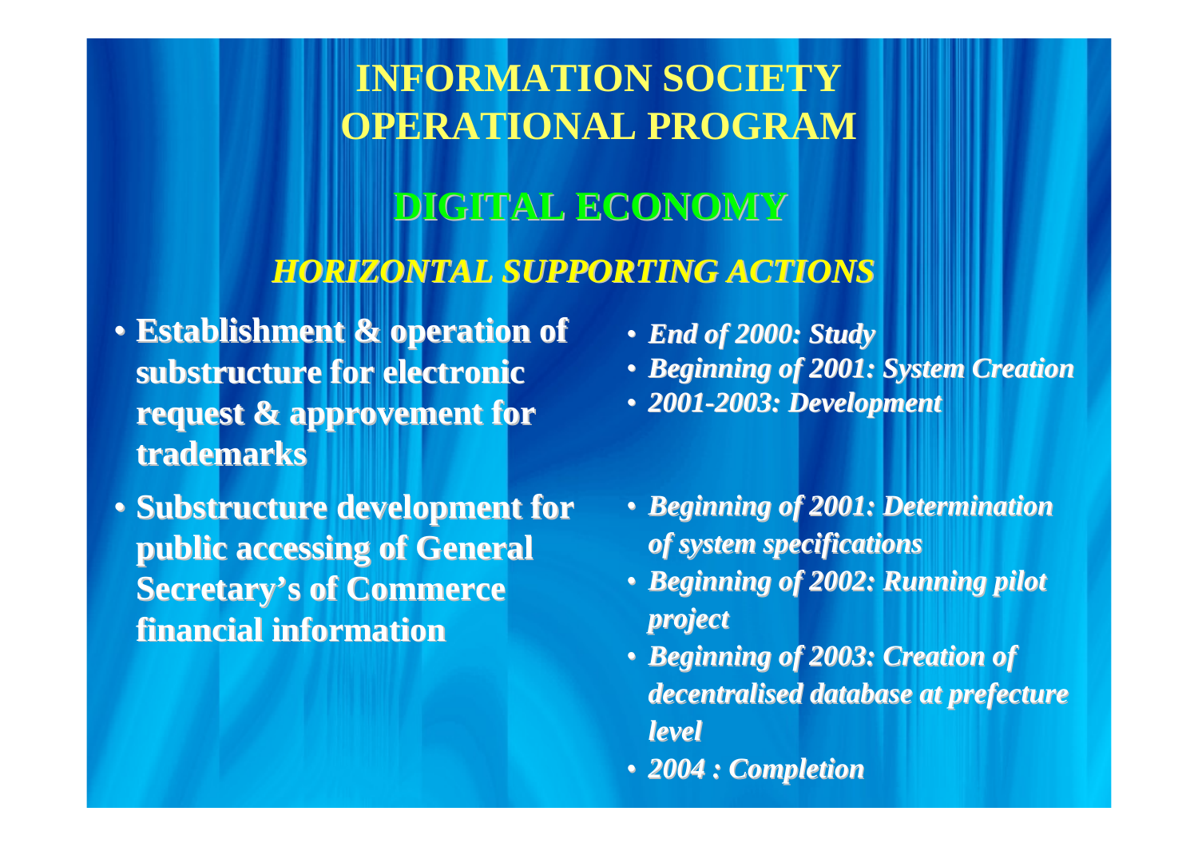# INFORMATION SOCIETY OPERATIONAL PROGRAM

## DIGITAL ECONOMY

### *HORIZONTAL SUPPORTING ACTIONS*

- **Establishment & operation of substructure for electronic request & approvement for trademarks**
  - ***End of 2000: Study***
  - ***Beginning of 2001: System Creation***
  - ***2001-2003: Development***

- **Substructure development for public accessing of General Secretary's of Commerce financial information**
  - ***Beginning of 2001: Determination of system specifications***
  - ***Beginning of 2002: Running pilot project***
  - ***Beginning of 2003: Creation of decentralised database at prefecture level***
  - ***2004 : Completion***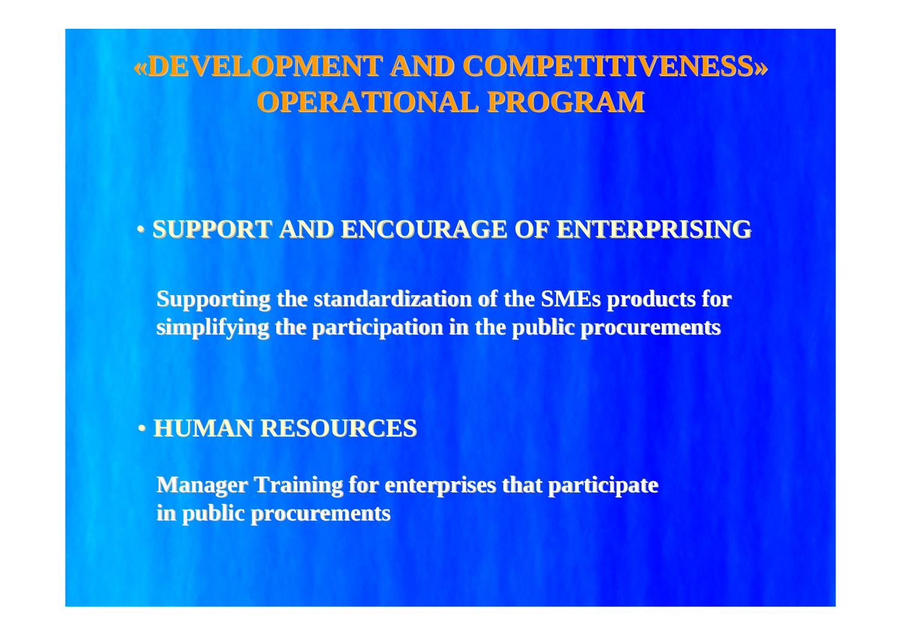# «DEVELOPMENT AND COMPETITIVENESS» OPERATIONAL PROGRAM

- **SUPPORT AND ENCOURAGE OF ENTERPRISING**

  **Supporting the standardization of the SMEs products for simplifying the participation in the public procurements**

- **HUMAN RESOURCES**

  **Manager Training for enterprises that participate in public procurements**